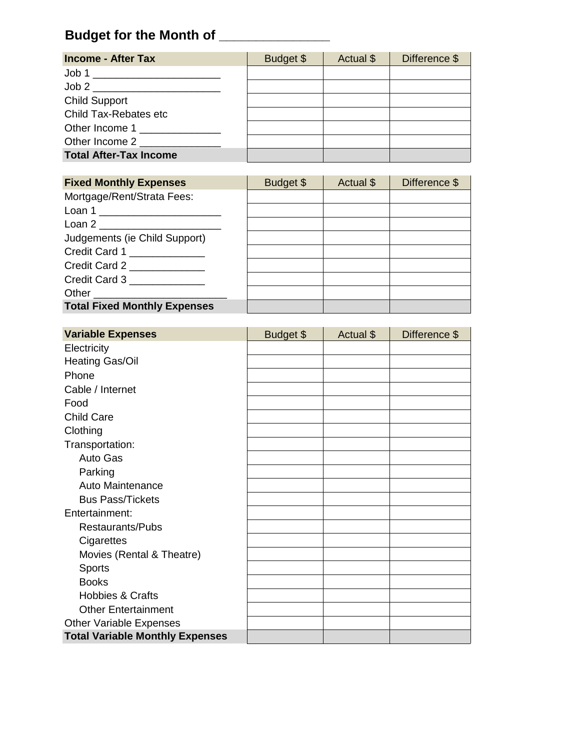# Budget for the Month of _______________

| Income - After Tax | Budget $ | Actual $ | Difference $ |
| --- | --- | --- | --- |
| Job 1 ______________________ | | | |
| Job 2 ______________________ | | | |
| Child Support | | | |
| Child Tax-Rebates etc | | | |
| Other Income 1 ______________ | | | |
| Other Income 2 ______________ | | | |
| **Total After-Tax Income** | | | |

| Fixed Monthly Expenses | Budget $ | Actual $ | Difference $ |
| --- | --- | --- | --- |
| Mortgage/Rent/Strata Fees: | | | |
| Loan 1 _____________________ | | | |
| Loan 2 _____________________ | | | |
| Judgements (ie Child Support) | | | |
| Credit Card 1 _____________ | | | |
| Credit Card 2 _____________ | | | |
| Credit Card 3 _____________ | | | |
| Other _______________________ | | | |
| **Total Fixed Monthly Expenses** | | | |

| Variable Expenses | Budget $ | Actual $ | Difference $ |
| --- | --- | --- | --- |
| Electricity | | | |
| Heating Gas/Oil | | | |
| Phone | | | |
| Cable / Internet | | | |
| Food | | | |
| Child Care | | | |
| Clothing | | | |
| Transportation: | | | |
| Auto Gas | | | |
| Parking | | | |
| Auto Maintenance | | | |
| Bus Pass/Tickets | | | |
| Entertainment: | | | |
| Restaurants/Pubs | | | |
| Cigarettes | | | |
| Movies (Rental & Theatre) | | | |
| Sports | | | |
| Books | | | |
| Hobbies & Crafts | | | |
| Other Entertainment | | | |
| Other Variable Expenses | | | |
| **Total Variable Monthly Expenses** | | | |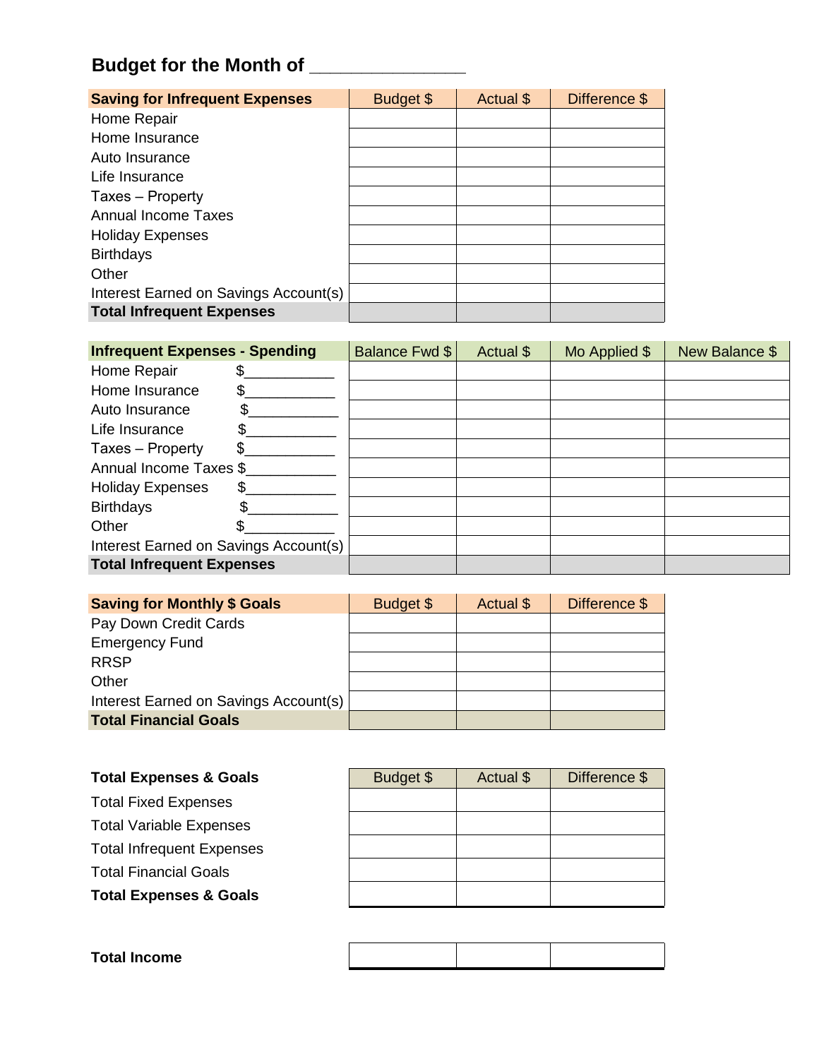## Budget for the Month of _______________

| Saving for Infrequent Expenses | Budget $ | Actual $ | Difference $ |
| --- | --- | --- | --- |
| Home Repair | | | |
| Home Insurance | | | |
| Auto Insurance | | | |
| Life Insurance | | | |
| Taxes – Property | | | |
| Annual Income Taxes | | | |
| Holiday Expenses | | | |
| Birthdays | | | |
| Other | | | |
| Interest Earned on Savings Account(s) | | | |
| **Total Infrequent Expenses** | | | |

| Infrequent Expenses - Spending | | Balance Fwd $ | Actual $ | Mo Applied $ | New Balance $ |
| --- | --- | --- | --- | --- | --- |
| Home Repair | $___________ | | | | |
| Home Insurance | $___________ | | | | |
| Auto Insurance | $___________ | | | | |
| Life Insurance | $___________ | | | | |
| Taxes – Property | $___________ | | | | |
| Annual Income Taxes | $___________ | | | | |
| Holiday Expenses | $___________ | | | | |
| Birthdays | $___________ | | | | |
| Other | $___________ | | | | |
| Interest Earned on Savings Account(s) | | | | | |
| **Total Infrequent Expenses** | | | | | |

| Saving for Monthly $ Goals | Budget $ | Actual $ | Difference $ |
| --- | --- | --- | --- |
| Pay Down Credit Cards | | | |
| Emergency Fund | | | |
| RRSP | | | |
| Other | | | |
| Interest Earned on Savings Account(s) | | | |
| **Total Financial Goals** | | | |

| **Total Expenses & Goals** | Budget $ | Actual $ | Difference $ |
| --- | --- | --- | --- |
| Total Fixed Expenses | | | |
| Total Variable Expenses | | | |
| Total Infrequent Expenses | | | |
| Total Financial Goals | | | |
| **Total Expenses & Goals** | | | |

| **Total Income** | | | |
| --- | --- | --- | --- |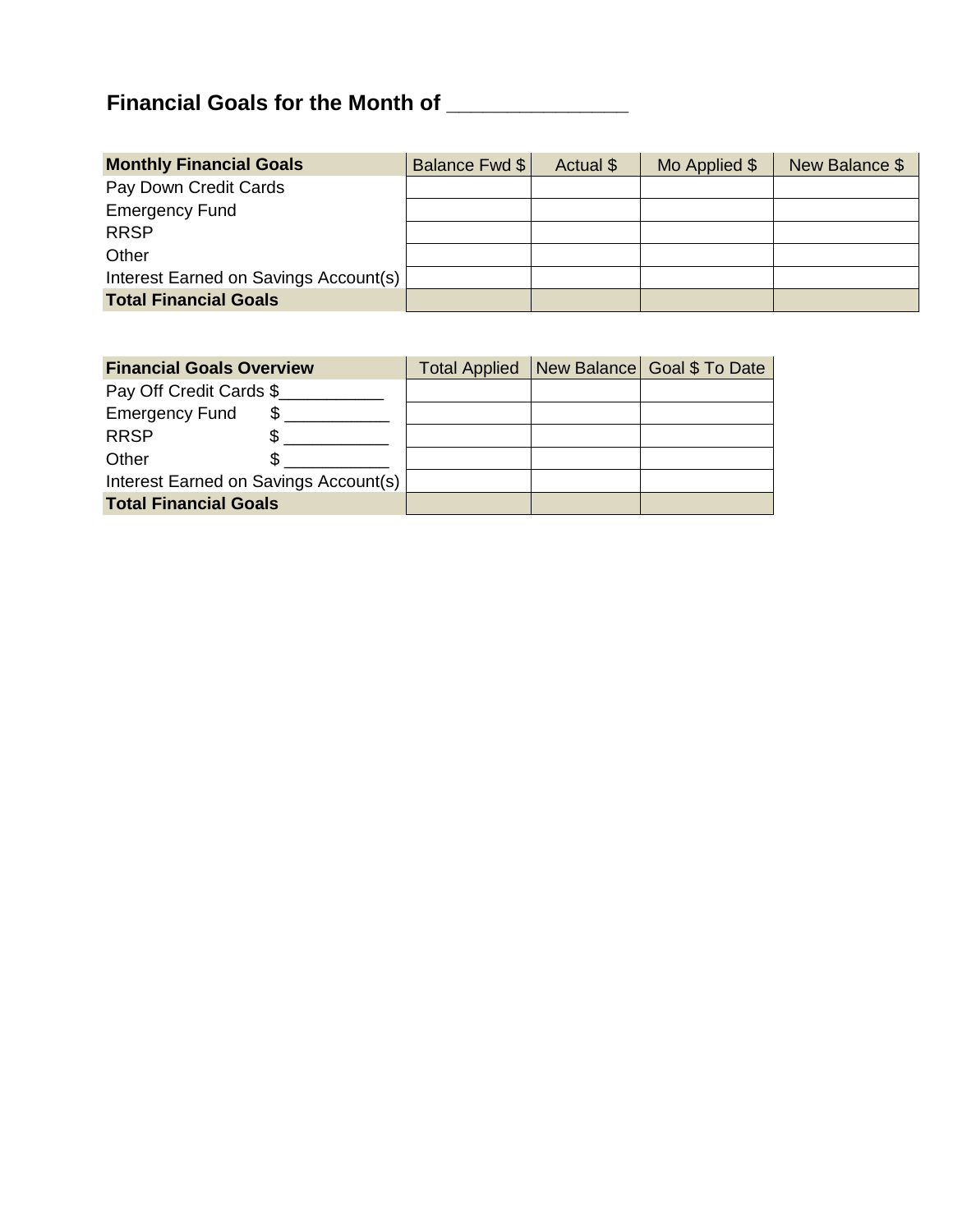# Financial Goals for the Month of _______________

| Monthly Financial Goals | Balance Fwd $ | Actual $ | Mo Applied $ | New Balance $ |
|---|---|---|---|---|
| Pay Down Credit Cards | | | | |
| Emergency Fund | | | | |
| RRSP | | | | |
| Other | | | | |
| Interest Earned on Savings Account(s) | | | | |
| **Total Financial Goals** | | | | |

| Financial Goals Overview | Total Applied | New Balance | Goal $ To Date |
|---|---|---|---|
| Pay Off Credit Cards $___________ | | | |
| Emergency Fund $ ___________ | | | |
| RRSP $ ___________ | | | |
| Other $ ___________ | | | |
| Interest Earned on Savings Account(s) | | | |
| **Total Financial Goals** | | | |